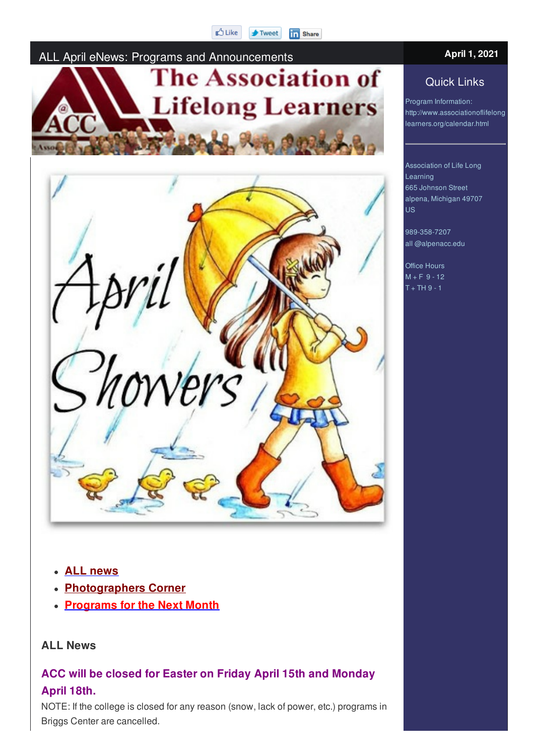Like Tweet Share

# ALL April eNews: Programs and Announcements

**April 1, 2021**

## Quick Links

Program Information:
http://www.associationoflifelonglearners.org/calendar.html

Association of Life Long Learning
665 Johnson Street
alpena, Michigan 49707
US

989-358-7207
all @alpenacc.edu

Office Hours
M + F 9 - 12
T + TH 9 - 1

- **ALL news**
- **Photographers Corner**
- **Programs for the Next Month**

### ALL News

#### ACC will be closed for Easter on Friday April 15th and Monday April 18th.

NOTE: If the college is closed for any reason (snow, lack of power, etc.) programs in Briggs Center are cancelled.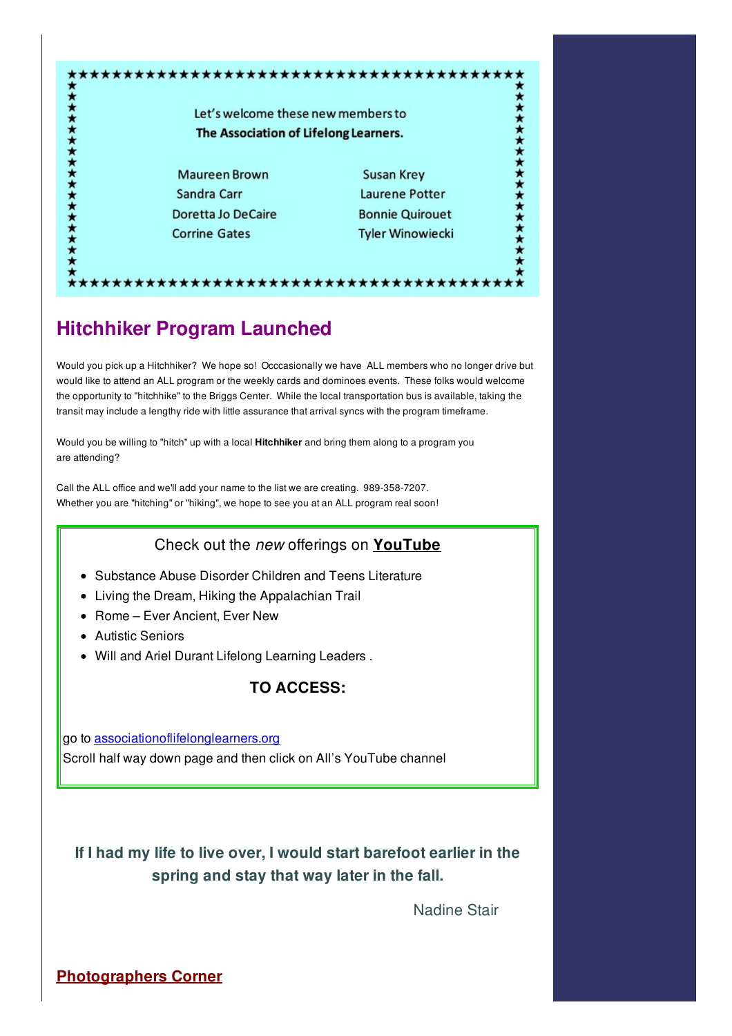Let's welcome these new members to
**The Association of Lifelong Learners.**

Maureen Brown
Sandra Carr
Doretta Jo DeCaire
Corrine Gates
Susan Krey
Laurene Potter
Bonnie Quirouet
Tyler Winowiecki

## Hitchhiker Program Launched

Would you pick up a Hitchhiker? We hope so! Occcasionally we have ALL members who no longer drive but would like to attend an ALL program or the weekly cards and dominoes events. These folks would welcome the opportunity to "hitchhike" to the Briggs Center. While the local transportation bus is available, taking the transit may include a lengthy ride with little assurance that arrival syncs with the program timeframe.

Would you be willing to "hitch" up with a local **Hitchhiker** and bring them along to a program you are attending?

Call the ALL office and we'll add your name to the list we are creating. 989-358-7207.
Whether you are "hitching" or "hiking", we hope to see you at an ALL program real soon!

Check out the *new* offerings on **YouTube**

- Substance Abuse Disorder Children and Teens Literature
- Living the Dream, Hiking the Appalachian Trail
- Rome – Ever Ancient, Ever New
- Autistic Seniors
- Will and Ariel Durant Lifelong Learning Leaders .

**TO ACCESS:**

go to associationoflifelonglearners.org
Scroll half way down page and then click on All's YouTube channel

**If I had my life to live over, I would start barefoot earlier in the spring and stay that way later in the fall.**

Nadine Stair

**Photographers Corner**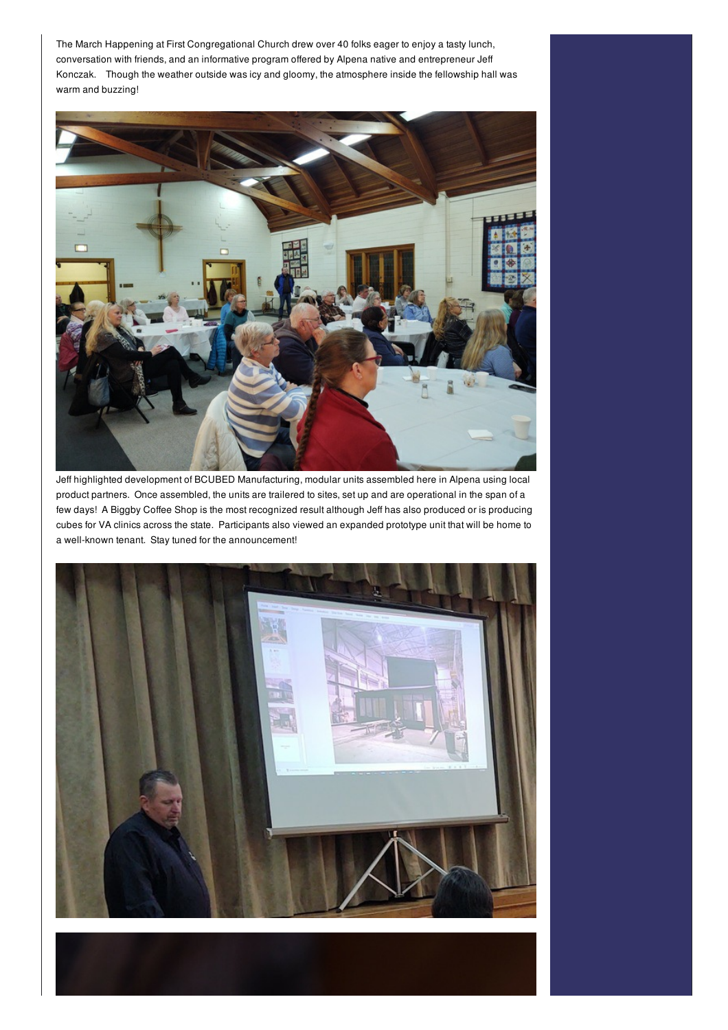The March Happening at First Congregational Church drew over 40 folks eager to enjoy a tasty lunch, conversation with friends, and an informative program offered by Alpena native and entrepreneur Jeff Konczak. Though the weather outside was icy and gloomy, the atmosphere inside the fellowship hall was warm and buzzing!

Jeff highlighted development of BCUBED Manufacturing, modular units assembled here in Alpena using local product partners. Once assembled, the units are trailered to sites, set up and are operational in the span of a few days! A Biggby Coffee Shop is the most recognized result although Jeff has also produced or is producing cubes for VA clinics across the state. Participants also viewed an expanded prototype unit that will be home to a well-known tenant. Stay tuned for the announcement!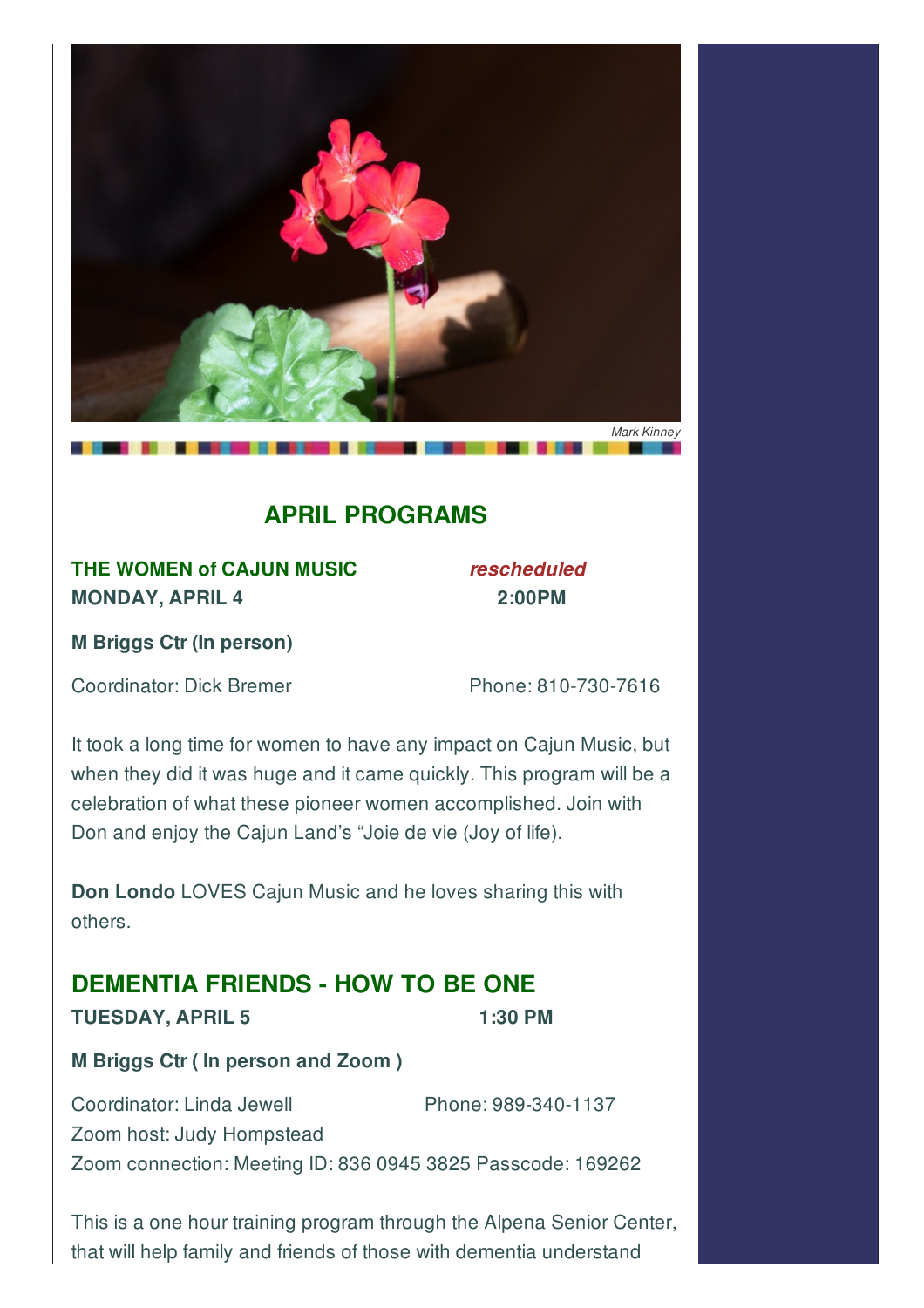Mark Kinney

## APRIL PROGRAMS

**THE WOMEN of CAJUN MUSIC** ***rescheduled***
**MONDAY, APRIL 4** **2:00PM**

**M Briggs Ctr (In person)**

Coordinator: Dick Bremer Phone: 810-730-7616

It took a long time for women to have any impact on Cajun Music, but when they did it was huge and it came quickly. This program will be a celebration of what these pioneer women accomplished. Join with Don and enjoy the Cajun Land's "Joie de vie (Joy of life).

**Don Londo** LOVES Cajun Music and he loves sharing this with others.

### DEMENTIA FRIENDS - HOW TO BE ONE

**TUESDAY, APRIL 5** **1:30 PM**

**M Briggs Ctr ( In person and Zoom )**

Coordinator: Linda Jewell Phone: 989-340-1137
Zoom host: Judy Hompstead
Zoom connection: Meeting ID: 836 0945 3825 Passcode: 169262

This is a one hour training program through the Alpena Senior Center, that will help family and friends of those with dementia understand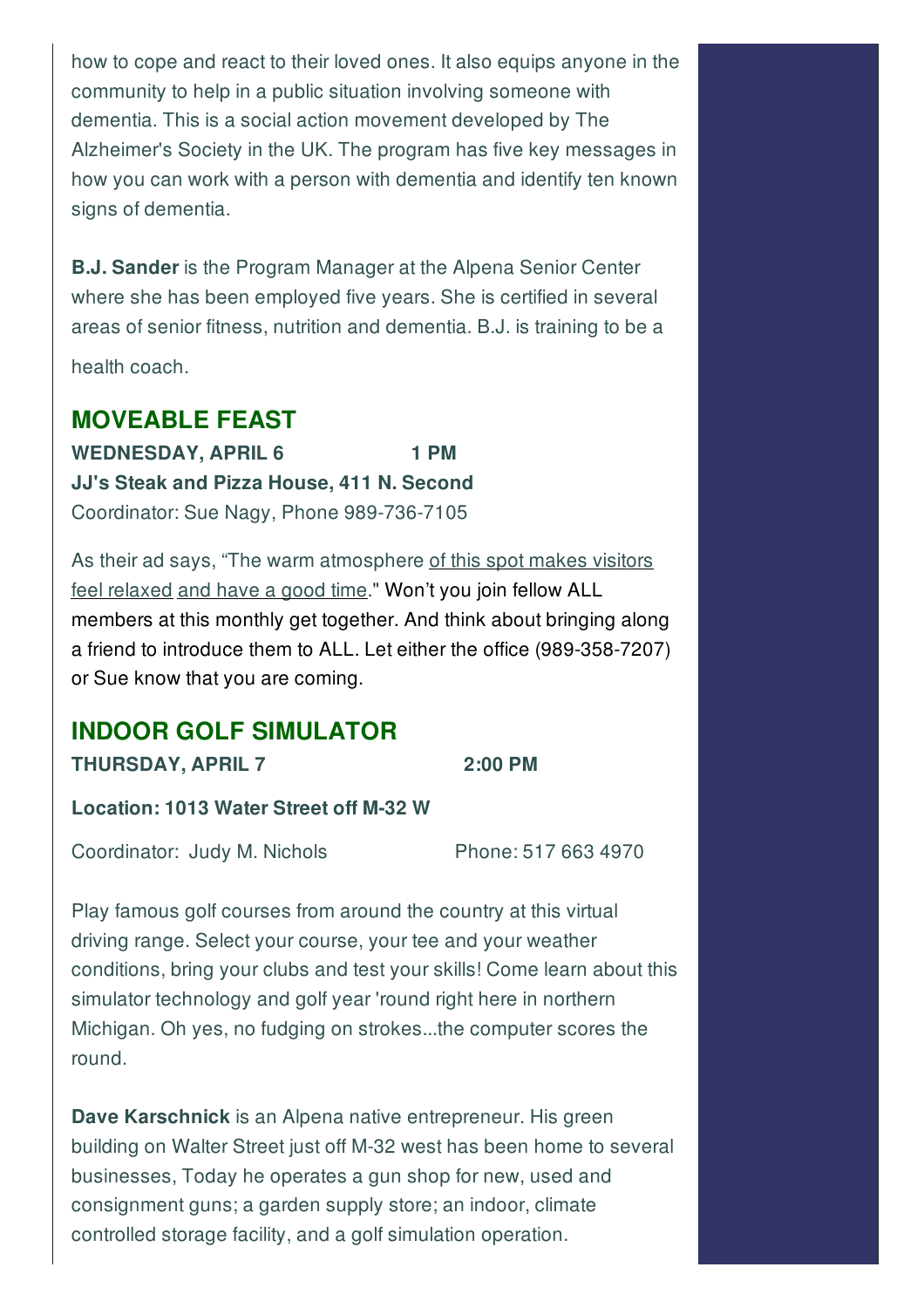how to cope and react to their loved ones. It also equips anyone in the community to help in a public situation involving someone with dementia. This is a social action movement developed by The Alzheimer's Society in the UK. The program has five key messages in how you can work with a person with dementia and identify ten known signs of dementia.

**B.J. Sander** is the Program Manager at the Alpena Senior Center where she has been employed five years. She is certified in several areas of senior fitness, nutrition and dementia. B.J. is training to be a health coach.

## MOVEABLE FEAST

**WEDNESDAY, APRIL 6 1 PM**
**JJ's Steak and Pizza House, 411 N. Second**
Coordinator: Sue Nagy, Phone 989-736-7105

As their ad says, "The warm atmosphere of this spot makes visitors feel relaxed and have a good time." Won't you join fellow ALL members at this monthly get together. And think about bringing along a friend to introduce them to ALL. Let either the office (989-358-7207) or Sue know that you are coming.

## INDOOR GOLF SIMULATOR

**THURSDAY, APRIL 7 2:00 PM**

**Location: 1013 Water Street off M-32 W**

Coordinator: Judy M. Nichols Phone: 517 663 4970

Play famous golf courses from around the country at this virtual driving range. Select your course, your tee and your weather conditions, bring your clubs and test your skills! Come learn about this simulator technology and golf year 'round right here in northern Michigan. Oh yes, no fudging on strokes...the computer scores the round.

**Dave Karschnick** is an Alpena native entrepreneur. His green building on Walter Street just off M-32 west has been home to several businesses, Today he operates a gun shop for new, used and consignment guns; a garden supply store; an indoor, climate controlled storage facility, and a golf simulation operation.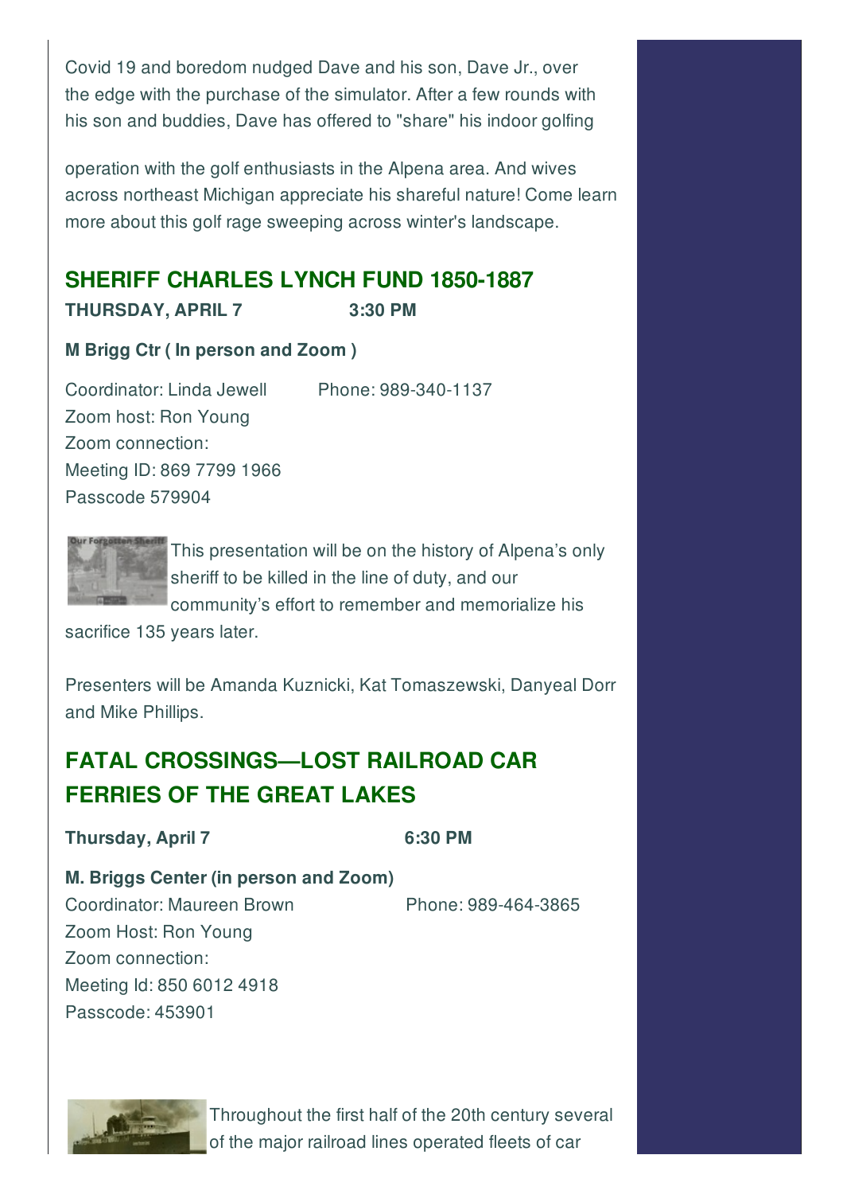Covid 19 and boredom nudged Dave and his son, Dave Jr., over the edge with the purchase of the simulator. After a few rounds with his son and buddies, Dave has offered to "share" his indoor golfing

operation with the golf enthusiasts in the Alpena area. And wives across northeast Michigan appreciate his shareful nature! Come learn more about this golf rage sweeping across winter's landscape.

## SHERIFF CHARLES LYNCH FUND 1850-1887

**THURSDAY, APRIL 7 3:30 PM**

**M Brigg Ctr ( In person and Zoom )**

Coordinator: Linda Jewell Phone: 989-340-1137
Zoom host: Ron Young
Zoom connection:
Meeting ID: 869 7799 1966
Passcode 579904

This presentation will be on the history of Alpena's only sheriff to be killed in the line of duty, and our community's effort to remember and memorialize his sacrifice 135 years later.

Presenters will be Amanda Kuznicki, Kat Tomaszewski, Danyeal Dorr and Mike Phillips.

## FATAL CROSSINGS—LOST RAILROAD CAR FERRIES OF THE GREAT LAKES

**Thursday, April 7 6:30 PM**

**M. Briggs Center (in person and Zoom)**
Coordinator: Maureen Brown Phone: 989-464-3865
Zoom Host: Ron Young
Zoom connection:
Meeting Id: 850 6012 4918
Passcode: 453901

Throughout the first half of the 20th century several of the major railroad lines operated fleets of car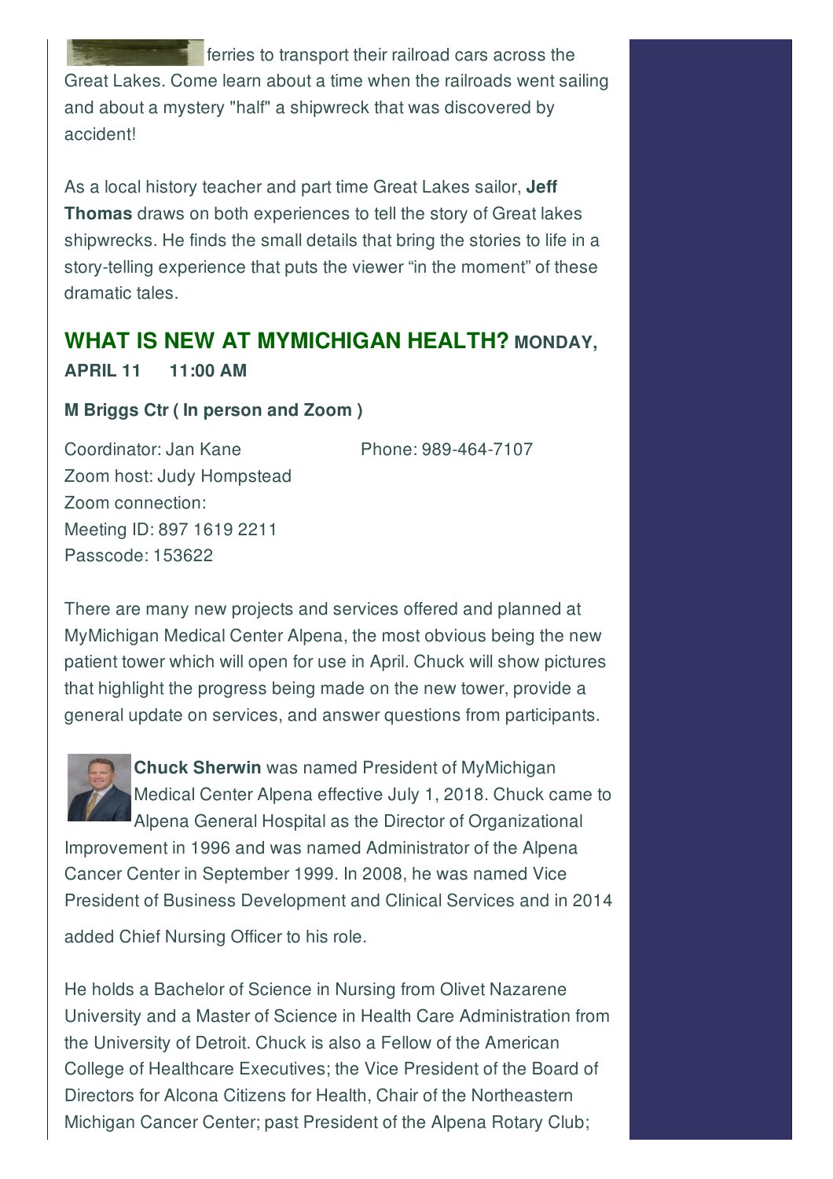ferries to transport their railroad cars across the Great Lakes. Come learn about a time when the railroads went sailing and about a mystery "half" a shipwreck that was discovered by accident!

As a local history teacher and part time Great Lakes sailor, **Jeff Thomas** draws on both experiences to tell the story of Great lakes shipwrecks. He finds the small details that bring the stories to life in a story-telling experience that puts the viewer “in the moment” of these dramatic tales.

## WHAT IS NEW AT MYMICHIGAN HEALTH? MONDAY, APRIL 11 11:00 AM

**M Briggs Ctr ( In person and Zoom )**

Coordinator: Jan Kane Phone: 989-464-7107
Zoom host: Judy Hompstead
Zoom connection:
Meeting ID: 897 1619 2211
Passcode: 153622

There are many new projects and services offered and planned at MyMichigan Medical Center Alpena, the most obvious being the new patient tower which will open for use in April. Chuck will show pictures that highlight the progress being made on the new tower, provide a general update on services, and answer questions from participants.

**Chuck Sherwin** was named President of MyMichigan Medical Center Alpena effective July 1, 2018. Chuck came to Alpena General Hospital as the Director of Organizational Improvement in 1996 and was named Administrator of the Alpena Cancer Center in September 1999. In 2008, he was named Vice President of Business Development and Clinical Services and in 2014 added Chief Nursing Officer to his role.

He holds a Bachelor of Science in Nursing from Olivet Nazarene University and a Master of Science in Health Care Administration from the University of Detroit. Chuck is also a Fellow of the American College of Healthcare Executives; the Vice President of the Board of Directors for Alcona Citizens for Health, Chair of the Northeastern Michigan Cancer Center; past President of the Alpena Rotary Club;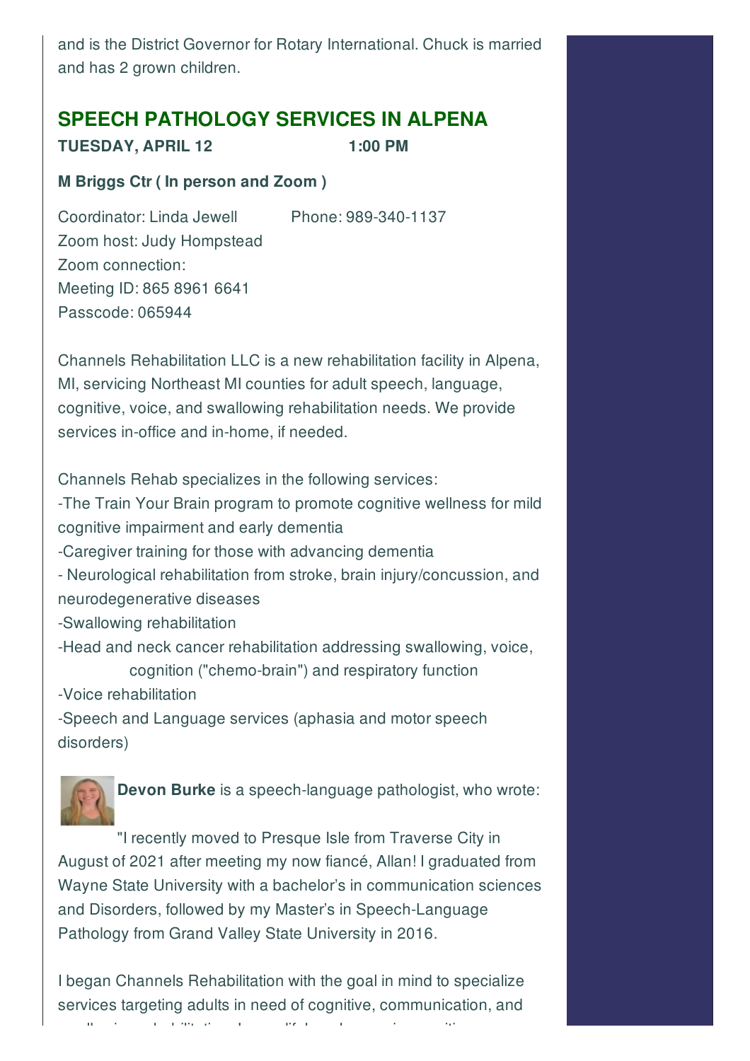and is the District Governor for Rotary International. Chuck is married and has 2 grown children.

## SPEECH PATHOLOGY SERVICES IN ALPENA

**TUESDAY, APRIL 12 1:00 PM**

**M Briggs Ctr ( In person and Zoom )**

Coordinator: Linda Jewell Phone: 989-340-1137
Zoom host: Judy Hompstead
Zoom connection:
Meeting ID: 865 8961 6641
Passcode: 065944

Channels Rehabilitation LLC is a new rehabilitation facility in Alpena, MI, servicing Northeast MI counties for adult speech, language, cognitive, voice, and swallowing rehabilitation needs. We provide services in-office and in-home, if needed.

Channels Rehab specializes in the following services:
-The Train Your Brain program to promote cognitive wellness for mild cognitive impairment and early dementia
-Caregiver training for those with advancing dementia
- Neurological rehabilitation from stroke, brain injury/concussion, and neurodegenerative diseases
-Swallowing rehabilitation
-Head and neck cancer rehabilitation addressing swallowing, voice, cognition ("chemo-brain") and respiratory function
-Voice rehabilitation
-Speech and Language services (aphasia and motor speech disorders)

**Devon Burke** is a speech-language pathologist, who wrote:

"I recently moved to Presque Isle from Traverse City in August of 2021 after meeting my now fiancé, Allan! I graduated from Wayne State University with a bachelor's in communication sciences and Disorders, followed by my Master's in Speech-Language Pathology from Grand Valley State University in 2016.

I began Channels Rehabilitation with the goal in mind to specialize services targeting adults in need of cognitive, communication, and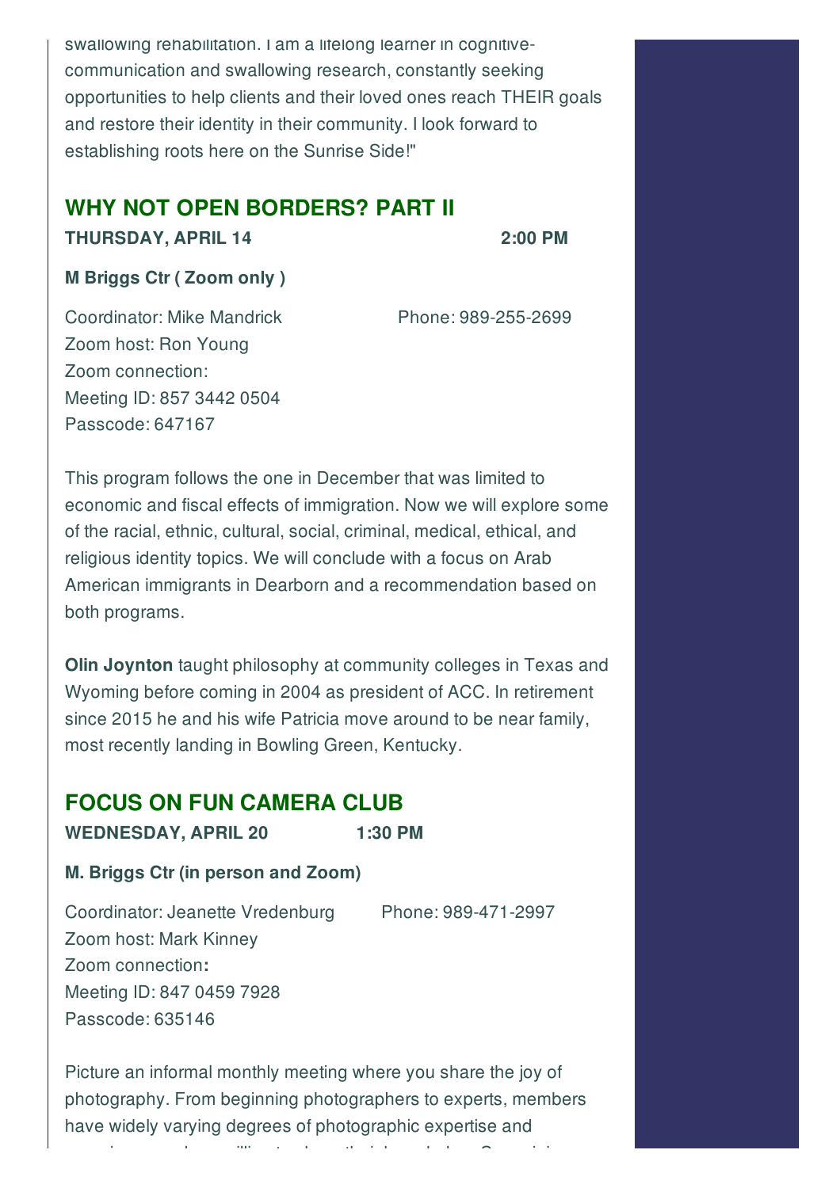swallowing rehabilitation. I am a lifelong learner in cognitive-communication and swallowing research, constantly seeking opportunities to help clients and their loved ones reach THEIR goals and restore their identity in their community. I look forward to establishing roots here on the Sunrise Side!"

## WHY NOT OPEN BORDERS? PART II

**THURSDAY, APRIL 14 2:00 PM**

**M Briggs Ctr ( Zoom only )**

Coordinator: Mike Mandrick Phone: 989-255-2699
Zoom host: Ron Young
Zoom connection:
Meeting ID: 857 3442 0504
Passcode: 647167

This program follows the one in December that was limited to economic and fiscal effects of immigration. Now we will explore some of the racial, ethnic, cultural, social, criminal, medical, ethical, and religious identity topics. We will conclude with a focus on Arab American immigrants in Dearborn and a recommendation based on both programs.

**Olin Joynton** taught philosophy at community colleges in Texas and Wyoming before coming in 2004 as president of ACC. In retirement since 2015 he and his wife Patricia move around to be near family, most recently landing in Bowling Green, Kentucky.

## FOCUS ON FUN CAMERA CLUB

**WEDNESDAY, APRIL 20 1:30 PM**

**M. Briggs Ctr (in person and Zoom)**

Coordinator: Jeanette Vredenburg Phone: 989-471-2997
Zoom host: Mark Kinney
Zoom connection**:**
Meeting ID: 847 0459 7928
Passcode: 635146

Picture an informal monthly meeting where you share the joy of photography. From beginning photographers to experts, members have widely varying degrees of photographic expertise and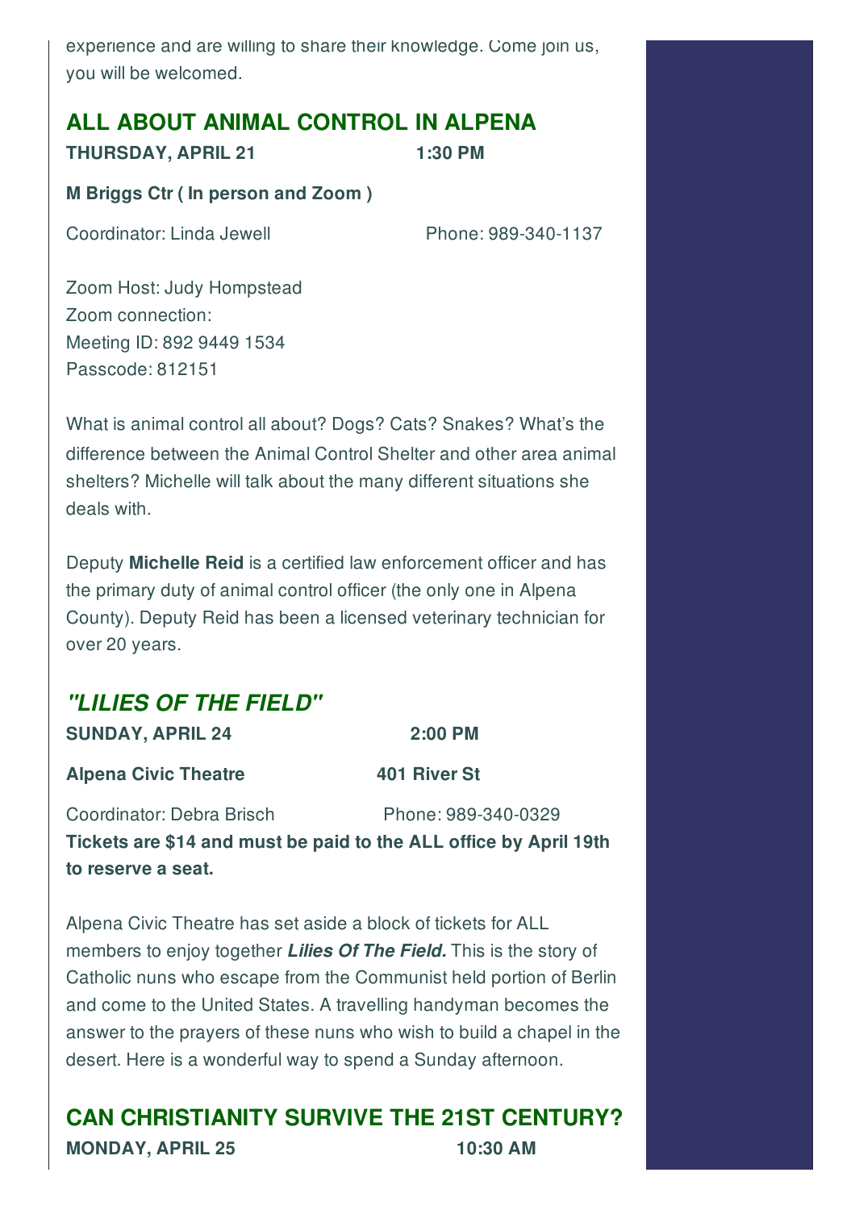experience and are willing to share their knowledge. Come join us, you will be welcomed.

## ALL ABOUT ANIMAL CONTROL IN ALPENA

**THURSDAY, APRIL 21 1:30 PM**

**M Briggs Ctr ( In person and Zoom )**

Coordinator: Linda Jewell Phone: 989-340-1137

Zoom Host: Judy Hompstead
Zoom connection:
Meeting ID: 892 9449 1534
Passcode: 812151

What is animal control all about? Dogs? Cats? Snakes? What's the difference between the Animal Control Shelter and other area animal shelters? Michelle will talk about the many different situations she deals with.

Deputy **Michelle Reid** is a certified law enforcement officer and has the primary duty of animal control officer (the only one in Alpena County). Deputy Reid has been a licensed veterinary technician for over 20 years.

## *"LILIES OF THE FIELD"*

**SUNDAY, APRIL 24 2:00 PM**

**Alpena Civic Theatre 401 River St**

Coordinator: Debra Brisch Phone: 989-340-0329
**Tickets are $14 and must be paid to the ALL office by April 19th to reserve a seat.**

Alpena Civic Theatre has set aside a block of tickets for ALL members to enjoy together ***Lilies Of The Field.*** This is the story of Catholic nuns who escape from the Communist held portion of Berlin and come to the United States. A travelling handyman becomes the answer to the prayers of these nuns who wish to build a chapel in the desert. Here is a wonderful way to spend a Sunday afternoon.

## CAN CHRISTIANITY SURVIVE THE 21ST CENTURY?

**MONDAY, APRIL 25 10:30 AM**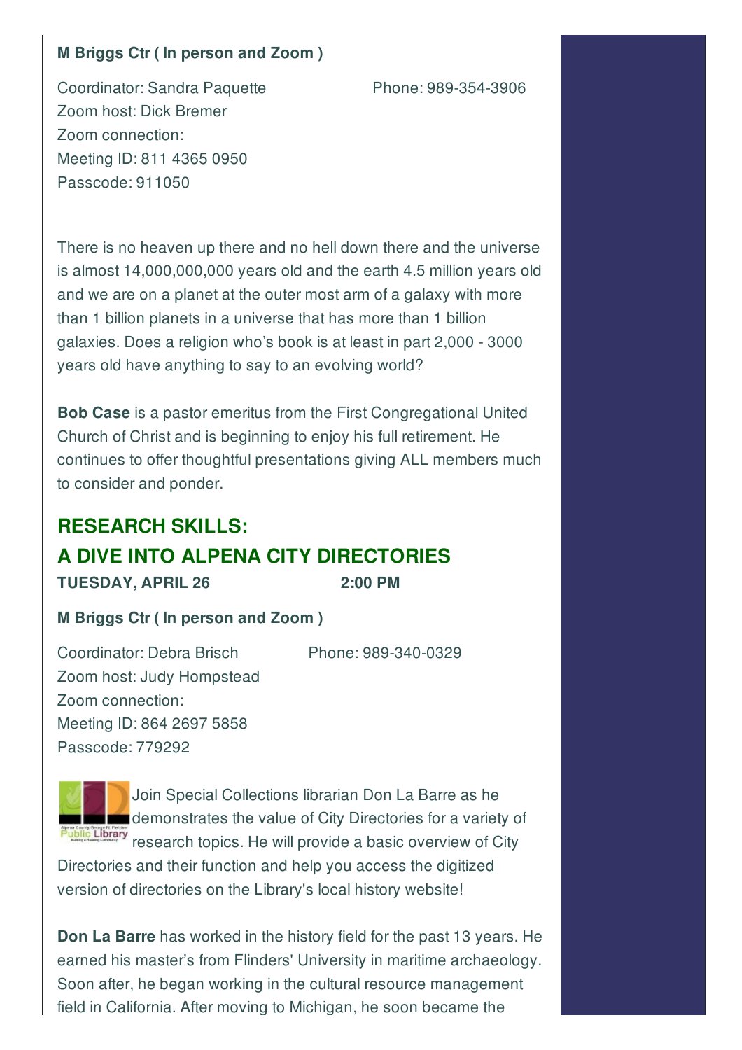**M Briggs Ctr ( In person and Zoom )**

Coordinator: Sandra Paquette    Phone: 989-354-3906
Zoom host: Dick Bremer
Zoom connection:
Meeting ID: 811 4365 0950
Passcode: 911050

There is no heaven up there and no hell down there and the universe is almost 14,000,000,000 years old and the earth 4.5 million years old and we are on a planet at the outer most arm of a galaxy with more than 1 billion planets in a universe that has more than 1 billion galaxies. Does a religion who's book is at least in part 2,000 - 3000 years old have anything to say to an evolving world?

**Bob Case** is a pastor emeritus from the First Congregational United Church of Christ and is beginning to enjoy his full retirement. He continues to offer thoughtful presentations giving ALL members much to consider and ponder.

## RESEARCH SKILLS: A DIVE INTO ALPENA CITY DIRECTORIES

**TUESDAY, APRIL 26    2:00 PM**

**M Briggs Ctr ( In person and Zoom )**

Coordinator: Debra Brisch    Phone: 989-340-0329
Zoom host: Judy Hompstead
Zoom connection:
Meeting ID: 864 2697 5858
Passcode: 779292

Join Special Collections librarian Don La Barre as he demonstrates the value of City Directories for a variety of research topics. He will provide a basic overview of City Directories and their function and help you access the digitized version of directories on the Library's local history website!

**Don La Barre** has worked in the history field for the past 13 years. He earned his master's from Flinders' University in maritime archaeology. Soon after, he began working in the cultural resource management field in California. After moving to Michigan, he soon became the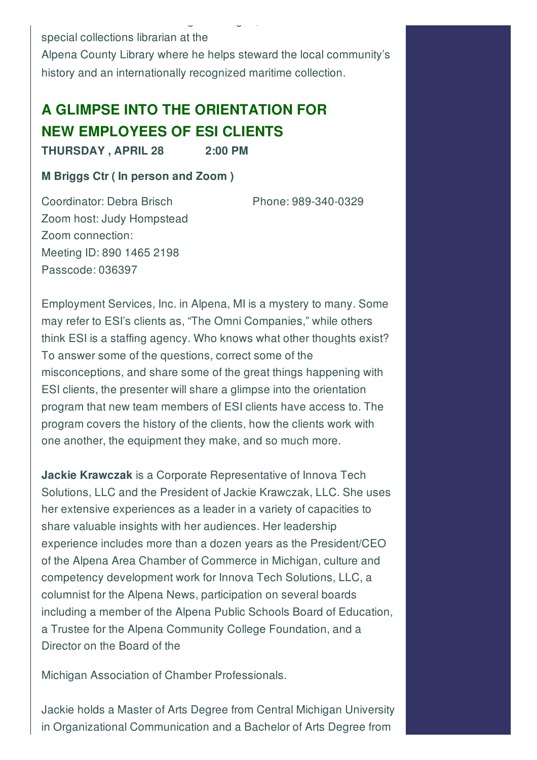special collections librarian at the Alpena County Library where he helps steward the local community's history and an internationally recognized maritime collection.

## A GLIMPSE INTO THE ORIENTATION FOR NEW EMPLOYEES OF ESI CLIENTS

**THURSDAY , APRIL 28 2:00 PM**

**M Briggs Ctr ( In person and Zoom )**

Coordinator: Debra Brisch Phone: 989-340-0329
Zoom host: Judy Hompstead
Zoom connection:
Meeting ID: 890 1465 2198
Passcode: 036397

Employment Services, Inc. in Alpena, MI is a mystery to many. Some may refer to ESI's clients as, "The Omni Companies," while others think ESI is a staffing agency. Who knows what other thoughts exist? To answer some of the questions, correct some of the misconceptions, and share some of the great things happening with ESI clients, the presenter will share a glimpse into the orientation program that new team members of ESI clients have access to. The program covers the history of the clients, how the clients work with one another, the equipment they make, and so much more.

**Jackie Krawczak** is a Corporate Representative of Innova Tech Solutions, LLC and the President of Jackie Krawczak, LLC. She uses her extensive experiences as a leader in a variety of capacities to share valuable insights with her audiences. Her leadership experience includes more than a dozen years as the President/CEO of the Alpena Area Chamber of Commerce in Michigan, culture and competency development work for Innova Tech Solutions, LLC, a columnist for the Alpena News, participation on several boards including a member of the Alpena Public Schools Board of Education, a Trustee for the Alpena Community College Foundation, and a Director on the Board of the

Michigan Association of Chamber Professionals.

Jackie holds a Master of Arts Degree from Central Michigan University in Organizational Communication and a Bachelor of Arts Degree from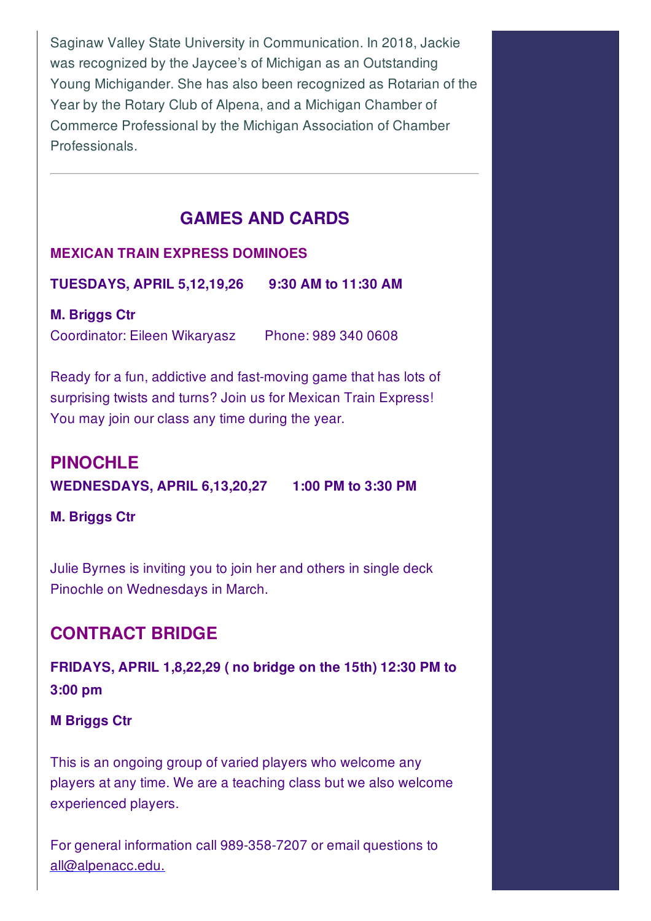Saginaw Valley State University in Communication. In 2018, Jackie was recognized by the Jaycee's of Michigan as an Outstanding Young Michigander. She has also been recognized as Rotarian of the Year by the Rotary Club of Alpena, and a Michigan Chamber of Commerce Professional by the Michigan Association of Chamber Professionals.

---

## GAMES AND CARDS

**MEXICAN TRAIN EXPRESS DOMINOES**

**TUESDAYS, APRIL 5,12,19,26 9:30 AM to 11:30 AM**

**M. Briggs Ctr**
Coordinator: Eileen Wikaryasz Phone: 989 340 0608

Ready for a fun, addictive and fast-moving game that has lots of surprising twists and turns? Join us for Mexican Train Express! You may join our class any time during the year.

## PINOCHLE

**WEDNESDAYS, APRIL 6,13,20,27 1:00 PM to 3:30 PM**

**M. Briggs Ctr**

Julie Byrnes is inviting you to join her and others in single deck Pinochle on Wednesdays in March.

## CONTRACT BRIDGE

**FRIDAYS, APRIL 1,8,22,29 ( no bridge on the 15th) 12:30 PM to 3:00 pm**

**M Briggs Ctr**

This is an ongoing group of varied players who welcome any players at any time. We are a teaching class but we also welcome experienced players.

For general information call 989-358-7207 or email questions to all@alpenacc.edu.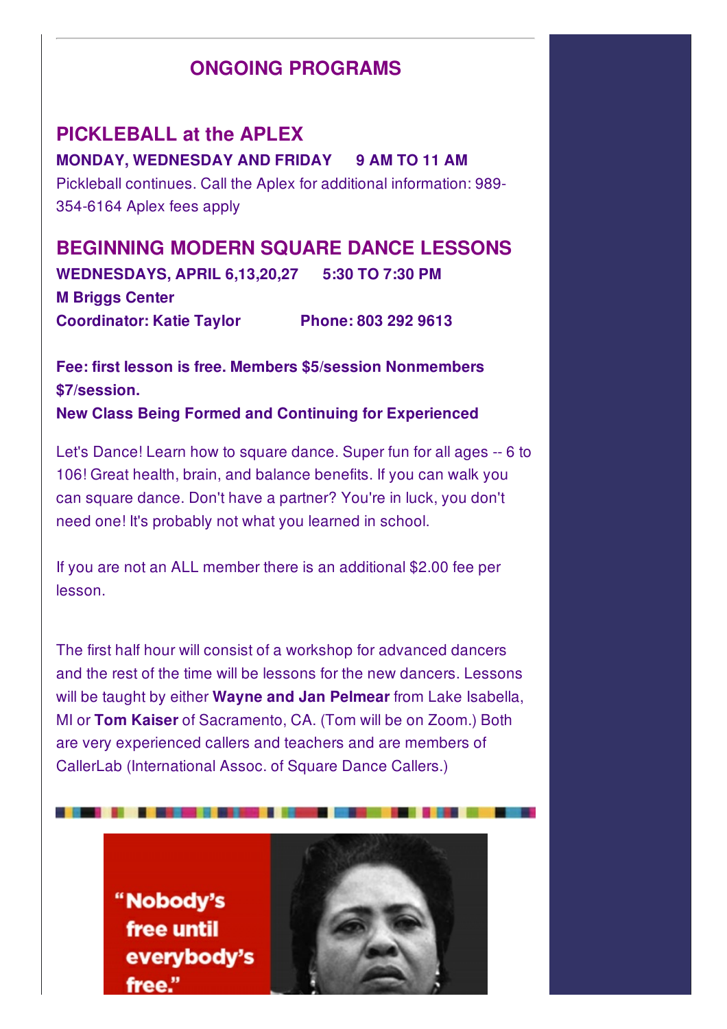## ONGOING PROGRAMS

### PICKLEBALL at the APLEX

**MONDAY, WEDNESDAY AND FRIDAY 9 AM TO 11 AM**

Pickleball continues. Call the Aplex for additional information: 989-354-6164 Aplex fees apply

### BEGINNING MODERN SQUARE DANCE LESSONS

**WEDNESDAYS, APRIL 6,13,20,27 5:30 TO 7:30 PM**
**M Briggs Center**
**Coordinator: Katie Taylor Phone: 803 292 9613**

**Fee: first lesson is free. Members $5/session Nonmembers $7/session.**
**New Class Being Formed and Continuing for Experienced**

Let's Dance! Learn how to square dance. Super fun for all ages -- 6 to 106! Great health, brain, and balance benefits. If you can walk you can square dance. Don't have a partner? You're in luck, you don't need one! It's probably not what you learned in school.

If you are not an ALL member there is an additional $2.00 fee per lesson.

The first half hour will consist of a workshop for advanced dancers and the rest of the time will be lessons for the new dancers. Lessons will be taught by either **Wayne and Jan Pelmear** from Lake Isabella, MI or **Tom Kaiser** of Sacramento, CA. (Tom will be on Zoom.) Both are very experienced callers and teachers and are members of CallerLab (International Assoc. of Square Dance Callers.)

"Nobody's free until everybody's free."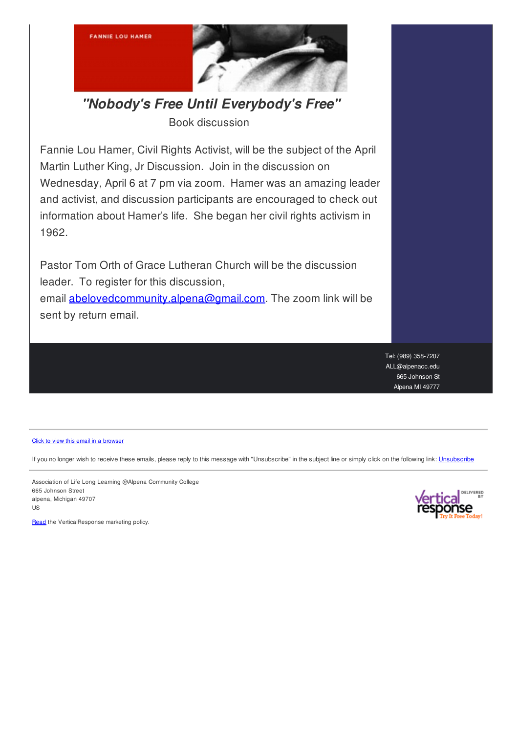FANNIE LOU HAMER

## *"Nobody's Free Until Everybody's Free"*

Book discussion

Fannie Lou Hamer, Civil Rights Activist, will be the subject of the April Martin Luther King, Jr Discussion. Join in the discussion on Wednesday, April 6 at 7 pm via zoom. Hamer was an amazing leader and activist, and discussion participants are encouraged to check out information about Hamer's life. She began her civil rights activism in 1962.

Pastor Tom Orth of Grace Lutheran Church will be the discussion leader. To register for this discussion, email abelovedcommunity.alpena@gmail.com. The zoom link will be sent by return email.

Tel: (989) 358-7207
ALL@alpenacc.edu
665 Johnson St
Alpena MI 49777

Click to view this email in a browser

If you no longer wish to receive these emails, please reply to this message with "Unsubscribe" in the subject line or simply click on the following link: Unsubscribe

Association of Life Long Learning @Alpena Community College
665 Johnson Street
alpena, Michigan 49707
US

Read the VerticalResponse marketing policy.

DELIVERED BY Vertical response Try It Free Today!